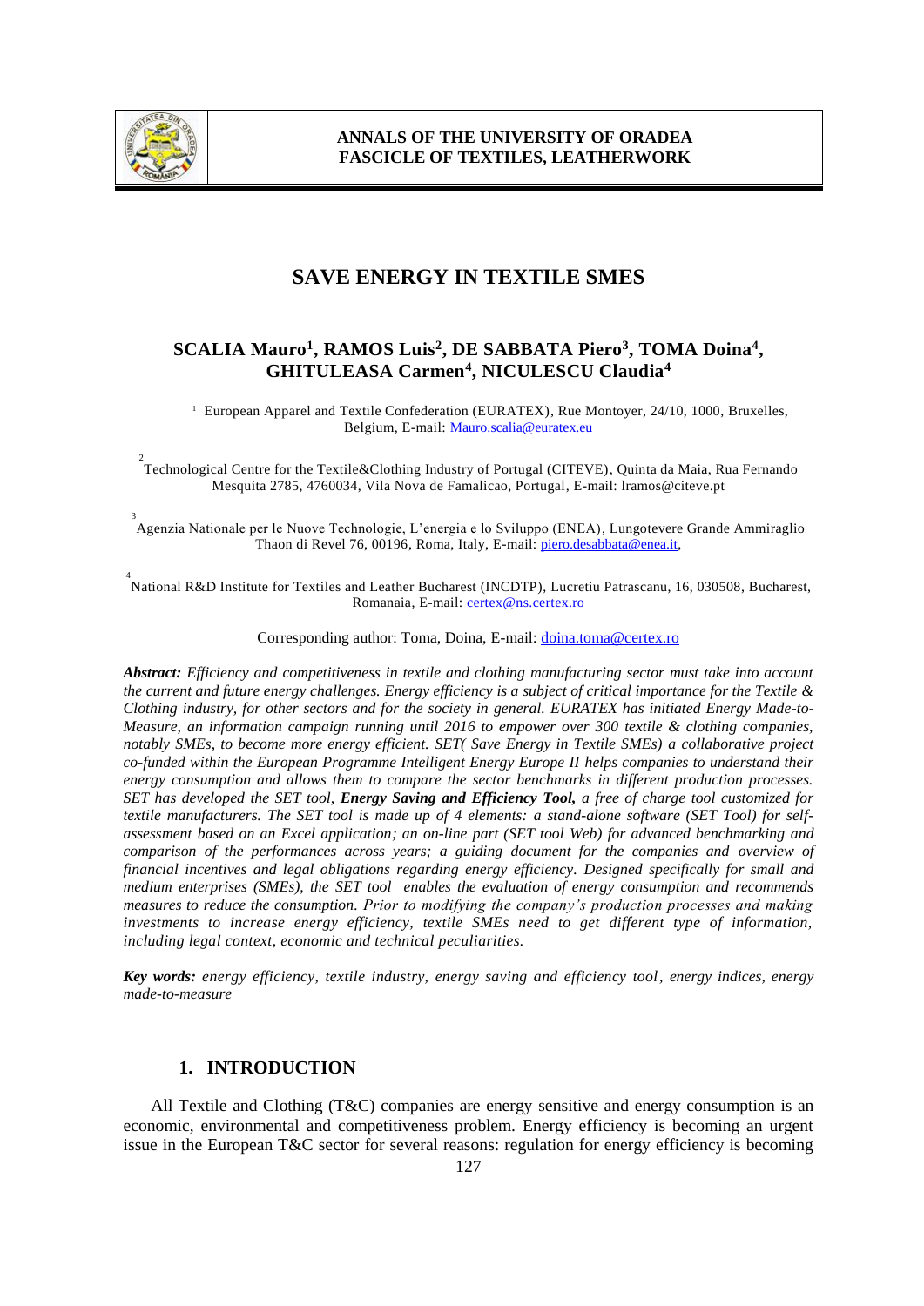# SAVE ENERGY IN TEXTILE SMES

**SCALIA Mauro[1], RAMOS Luis[2], DE SABBATA Piero[3], TOMA Doina[4], GHITULEASA Carmen[4], NICULESCU Claudia[4]**

[1] European Apparel and Textile Confederation (EURATEX), Rue Montoyer, 24/10, 1000, Bruxelles, Belgium, E-mail: Mauro.scalia@euratex.eu

[2] Technological Centre for the Textile&Clothing Industry of Portugal (CITEVE), Quinta da Maia, Rua Fernando Mesquita 2785, 4760034, Vila Nova de Famalicao, Portugal, E-mail: lramos@citeve.pt

[3] Agenzia Nationale per le Nuove Technologie, L'energia e lo Sviluppo (ENEA), Lungotevere Grande Ammiraglio Thaon di Revel 76, 00196, Roma, Italy, E-mail: piero.desabbata@enea.it,

[4] National R&D Institute for Textiles and Leather Bucharest (INCDTP), Lucretiu Patrascanu, 16, 030508, Bucharest, Romanaia, E-mail: certex@ns.certex.ro

Corresponding author: Toma, Doina, E-mail: doina.toma@certex.ro

***Abstract:*** *Efficiency and competitiveness in textile and clothing manufacturing sector must take into account the current and future energy challenges. Energy efficiency is a subject of critical importance for the Textile & Clothing industry, for other sectors and for the society in general. EURATEX has initiated Energy Made-to-Measure, an information campaign running until 2016 to empower over 300 textile & clothing companies, notably SMEs, to become more energy efficient. SET( Save Energy in Textile SMEs) a collaborative project co-funded within the European Programme Intelligent Energy Europe II helps companies to understand their energy consumption and allows them to compare the sector benchmarks in different production processes. SET has developed the SET tool,* ***Energy Saving and Efficiency Tool,*** *a free of charge tool customized for textile manufacturers. The SET tool is made up of 4 elements: a stand-alone software (SET Tool) for self-assessment based on an Excel application; an on-line part (SET tool Web) for advanced benchmarking and comparison of the performances across years; a guiding document for the companies and overview of financial incentives and legal obligations regarding energy efficiency. Designed specifically for small and medium enterprises (SMEs), the SET tool enables the evaluation of energy consumption and recommends measures to reduce the consumption. Prior to modifying the company's production processes and making investments to increase energy efficiency, textile SMEs need to get different type of information, including legal context, economic and technical peculiarities.*

***Key words:*** *energy efficiency, textile industry, energy saving and efficiency tool, energy indices, energy made-to-measure*

## 1. INTRODUCTION

All Textile and Clothing (T&C) companies are energy sensitive and energy consumption is an economic, environmental and competitiveness problem. Energy efficiency is becoming an urgent issue in the European T&C sector for several reasons: regulation for energy efficiency is becoming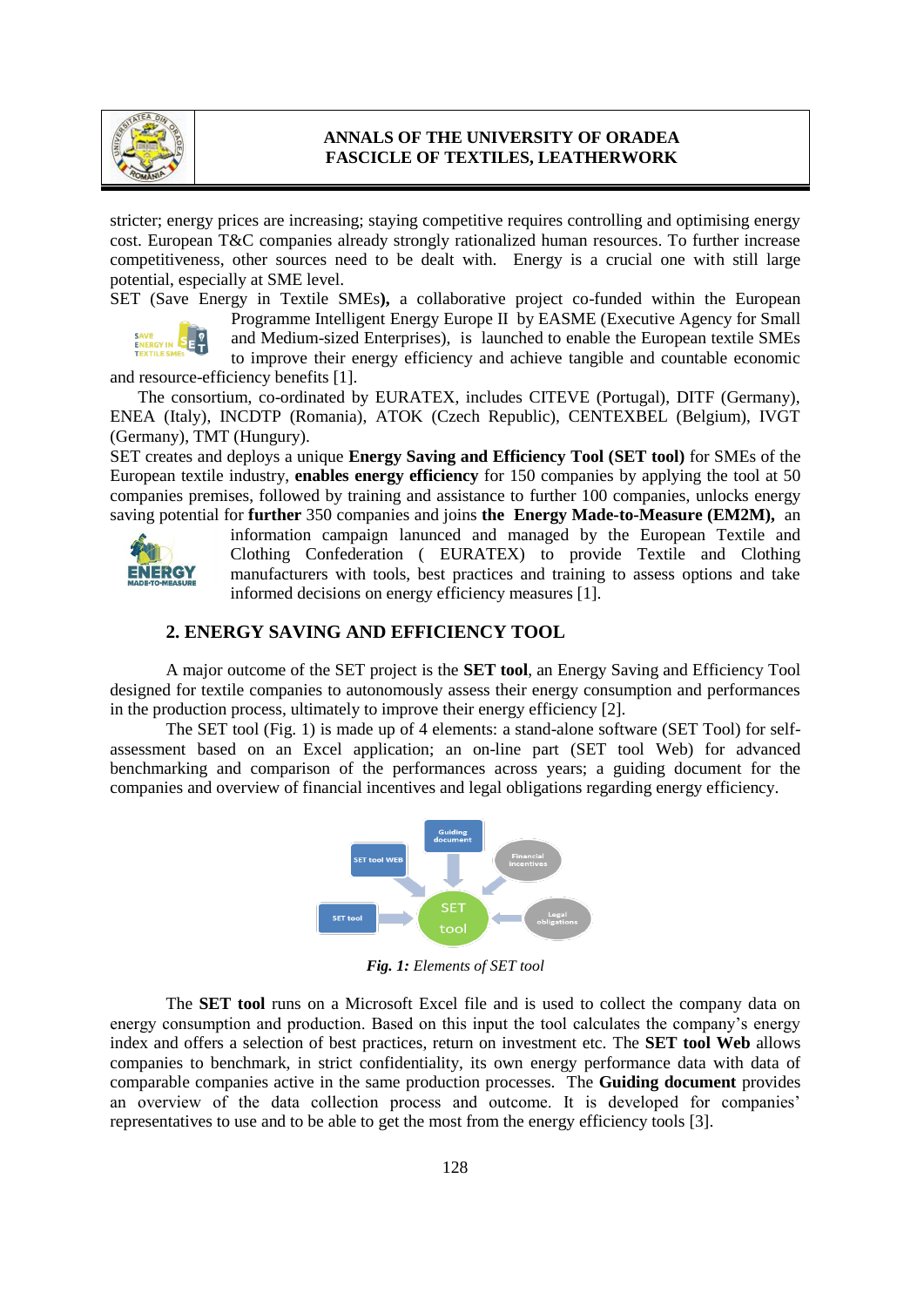stricter; energy prices are increasing; staying competitive requires controlling and optimising energy cost. European T&C companies already strongly rationalized human resources. To further increase competitiveness, other sources need to be dealt with. Energy is a crucial one with still large potential, especially at SME level.

SET (Save Energy in Textile SMEs**),** a collaborative project co-funded within the European Programme Intelligent Energy Europe II by EASME (Executive Agency for Small and Medium-sized Enterprises), is launched to enable the European textile SMEs to improve their energy efficiency and achieve tangible and countable economic and resource-efficiency benefits [1].

The consortium, co-ordinated by EURATEX, includes CITEVE (Portugal), DITF (Germany), ENEA (Italy), INCDTP (Romania), ATOK (Czech Republic), CENTEXBEL (Belgium), IVGT (Germany), TMT (Hungury).

SET creates and deploys a unique **Energy Saving and Efficiency Tool (SET tool)** for SMEs of the European textile industry, **enables energy efficiency** for 150 companies by applying the tool at 50 companies premises, followed by training and assistance to further 100 companies, unlocks energy saving potential for **further** 350 companies and joins **the Energy Made-to-Measure (EM2M),** an information campaign lanunced and managed by the European Textile and Clothing Confederation ( EURATEX) to provide Textile and Clothing manufacturers with tools, best practices and training to assess options and take informed decisions on energy efficiency measures [1].

## 2. ENERGY SAVING AND EFFICIENCY TOOL

A major outcome of the SET project is the **SET tool**, an Energy Saving and Efficiency Tool designed for textile companies to autonomously assess their energy consumption and performances in the production process, ultimately to improve their energy efficiency [2].

The SET tool (Fig. 1) is made up of 4 elements: a stand-alone software (SET Tool) for self-assessment based on an Excel application; an on-line part (SET tool Web) for advanced benchmarking and comparison of the performances across years; a guiding document for the companies and overview of financial incentives and legal obligations regarding energy efficiency.

***Fig. 1:*** *Elements of SET tool*

The **SET tool** runs on a Microsoft Excel file and is used to collect the company data on energy consumption and production. Based on this input the tool calculates the company's energy index and offers a selection of best practices, return on investment etc. The **SET tool Web** allows companies to benchmark, in strict confidentiality, its own energy performance data with data of comparable companies active in the same production processes. The **Guiding document** provides an overview of the data collection process and outcome. It is developed for companies' representatives to use and to be able to get the most from the energy efficiency tools [3].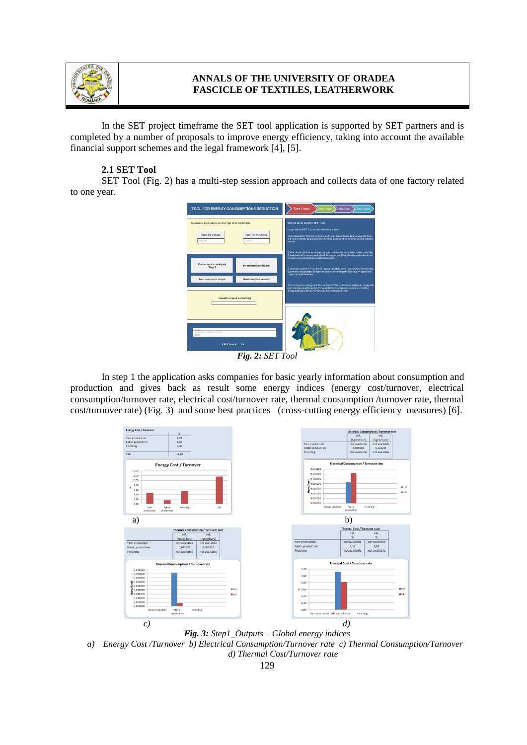In the SET project timeframe the SET tool application is supported by SET partners and is completed by a number of proposals to improve energy efficiency, taking into account the available financial support schemes and the legal framework [4], [5].

### 2.1 SET Tool

SET Tool (Fig. 2) has a multi-step session approach and collects data of one factory related to one year.

***Fig. 2:*** *SET Tool*

In step 1 the application asks companies for basic yearly information about consumption and production and gives back as result some energy indices (energy cost/turnover, electrical consumption/turnover rate, electrical cost/turnover rate, thermal consumption /turnover rate, thermal cost/turnover rate) (Fig. 3) and some best practices (cross-cutting energy efficiency measures) [6].

a) b)

c) d)

***Fig. 3:*** *Step1_Outputs – Global energy indices*

*a) Energy Cost /Turnover b) Electrical Consumption/Turnover rate c) Thermal Consumption/Turnover d) Thermal Cost/Turnover rate*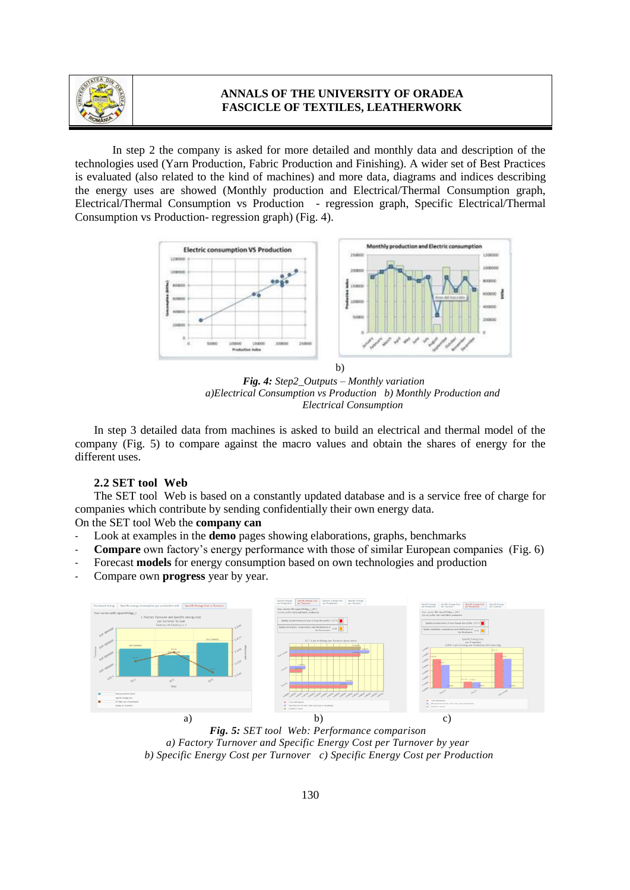In step 2 the company is asked for more detailed and monthly data and description of the technologies used (Yarn Production, Fabric Production and Finishing). A wider set of Best Practices is evaluated (also related to the kind of machines) and more data, diagrams and indices describing the energy uses are showed (Monthly production and Electrical/Thermal Consumption graph, Electrical/Thermal Consumption vs Production - regression graph, Specific Electrical/Thermal Consumption vs Production- regression graph) (Fig. 4).

b)

***Fig. 4:*** *Step2_Outputs – Monthly variation*
*a)Electrical Consumption vs Production b) Monthly Production and Electrical Consumption*

In step 3 detailed data from machines is asked to build an electrical and thermal model of the company (Fig. 5) to compare against the macro values and obtain the shares of energy for the different uses.

### 2.2 SET tool Web

The SET tool Web is based on a constantly updated database and is a service free of charge for companies which contribute by sending confidentially their own energy data.

On the SET tool Web the **company can**

- Look at examples in the **demo** pages showing elaborations, graphs, benchmarks
- **Compare** own factory's energy performance with those of similar European companies (Fig. 6)
- Forecast **models** for energy consumption based on own technologies and production
- Compare own **progress** year by year.

a) b) c)

***Fig. 5:*** *SET tool Web: Performance comparison*
*a) Factory Turnover and Specific Energy Cost per Turnover by year*
*b) Specific Energy Cost per Turnover c) Specific Energy Cost per Production*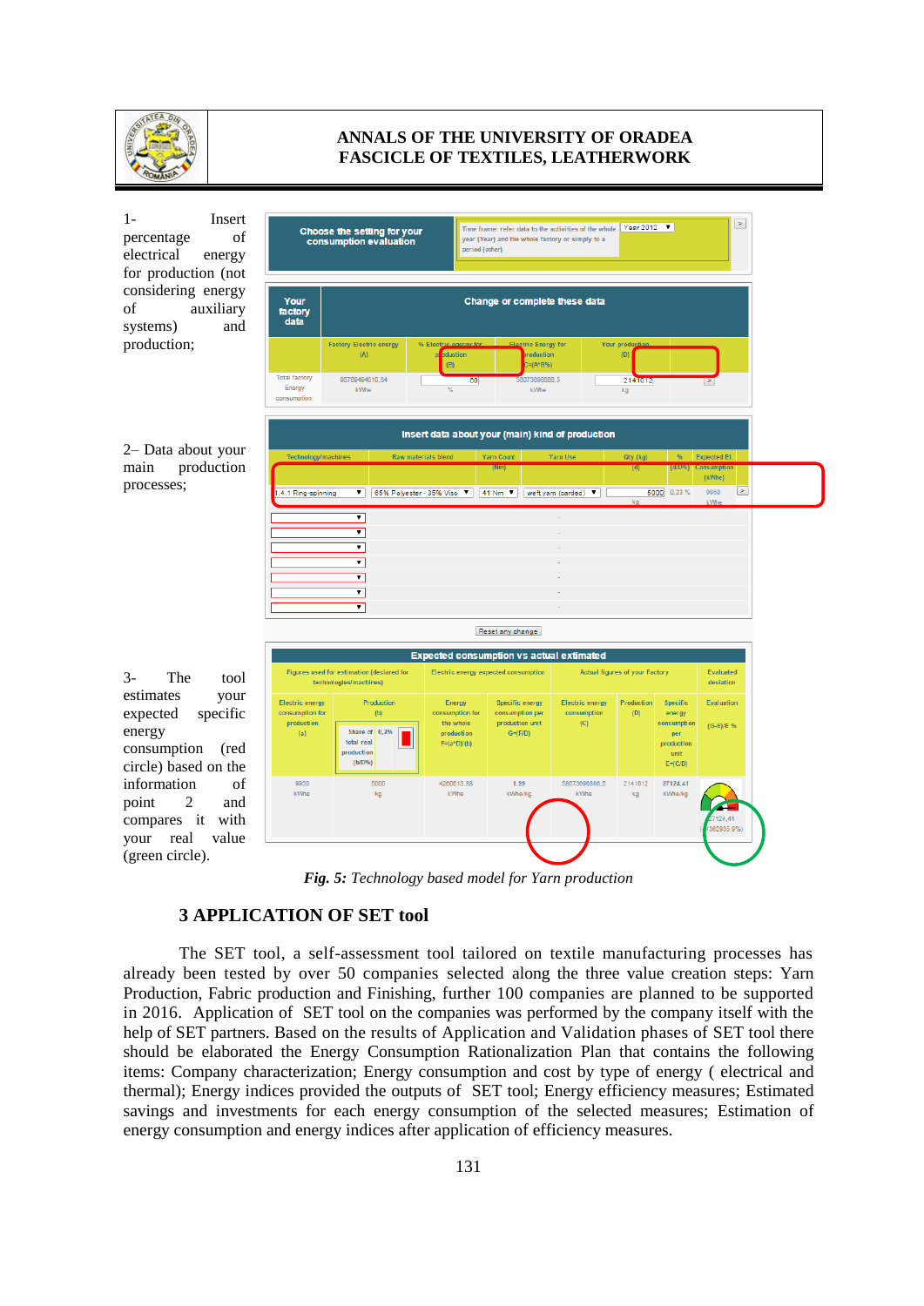1- Insert percentage of electrical energy for production (not considering energy of auxiliary systems) and production;

2– Data about your main production processes;

3- The tool estimates your expected specific energy consumption (red circle) based on the information of point 2 and compares it with your real value (green circle).

***Fig. 5:*** *Technology based model for Yarn production*

## 3 APPLICATION OF SET tool

The SET tool, a self-assessment tool tailored on textile manufacturing processes has already been tested by over 50 companies selected along the three value creation steps: Yarn Production, Fabric production and Finishing, further 100 companies are planned to be supported in 2016. Application of SET tool on the companies was performed by the company itself with the help of SET partners. Based on the results of Application and Validation phases of SET tool there should be elaborated the Energy Consumption Rationalization Plan that contains the following items: Company characterization; Energy consumption and cost by type of energy ( electrical and thermal); Energy indices provided the outputs of SET tool; Energy efficiency measures; Estimated savings and investments for each energy consumption of the selected measures; Estimation of energy consumption and energy indices after application of efficiency measures.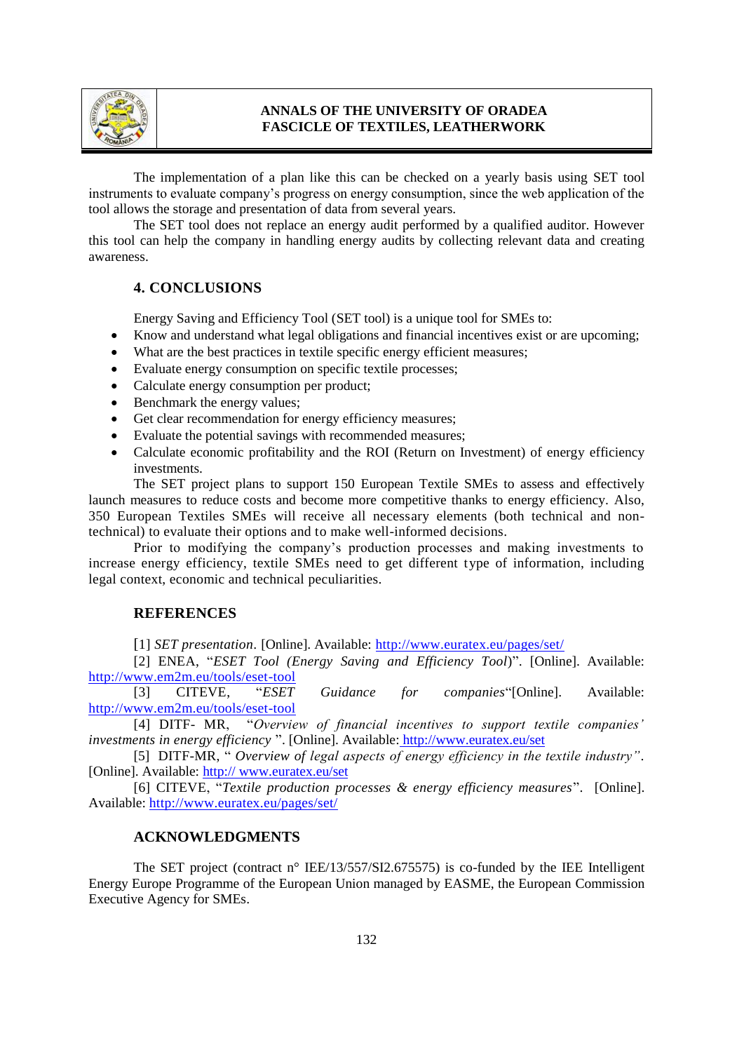The implementation of a plan like this can be checked on a yearly basis using SET tool instruments to evaluate company's progress on energy consumption, since the web application of the tool allows the storage and presentation of data from several years.

The SET tool does not replace an energy audit performed by a qualified auditor. However this tool can help the company in handling energy audits by collecting relevant data and creating awareness.

## 4. CONCLUSIONS

Energy Saving and Efficiency Tool (SET tool) is a unique tool for SMEs to:

- Know and understand what legal obligations and financial incentives exist or are upcoming;
- What are the best practices in textile specific energy efficient measures;
- Evaluate energy consumption on specific textile processes;
- Calculate energy consumption per product;
- Benchmark the energy values;
- Get clear recommendation for energy efficiency measures;
- Evaluate the potential savings with recommended measures;
- Calculate economic profitability and the ROI (Return on Investment) of energy efficiency investments.

The SET project plans to support 150 European Textile SMEs to assess and effectively launch measures to reduce costs and become more competitive thanks to energy efficiency. Also, 350 European Textiles SMEs will receive all necessary elements (both technical and non-technical) to evaluate their options and to make well-informed decisions.

Prior to modifying the company's production processes and making investments to increase energy efficiency, textile SMEs need to get different type of information, including legal context, economic and technical peculiarities.

## REFERENCES

[1] *SET presentation*. [Online]. Available: http://www.euratex.eu/pages/set/

[2] ENEA, "*ESET Tool (Energy Saving and Efficiency Tool*)". [Online]. Available: http://www.em2m.eu/tools/eset-tool

[3] CITEVE, "*ESET Guidance for companies*"[Online]. Available: http://www.em2m.eu/tools/eset-tool

[4] DITF- MR, "*Overview of financial incentives to support textile companies' investments in energy efficiency* ". [Online]. Available: http://www.euratex.eu/set

[5] DITF-MR, " *Overview of legal aspects of energy efficiency in the textile industry"*. [Online]. Available: http:// www.euratex.eu/set

[6] CITEVE, "*Textile production processes & energy efficiency measures*". [Online]. Available: http://www.euratex.eu/pages/set/

## ACKNOWLEDGMENTS

The SET project (contract n° IEE/13/557/SI2.675575) is co-funded by the IEE Intelligent Energy Europe Programme of the European Union managed by EASME, the European Commission Executive Agency for SMEs.